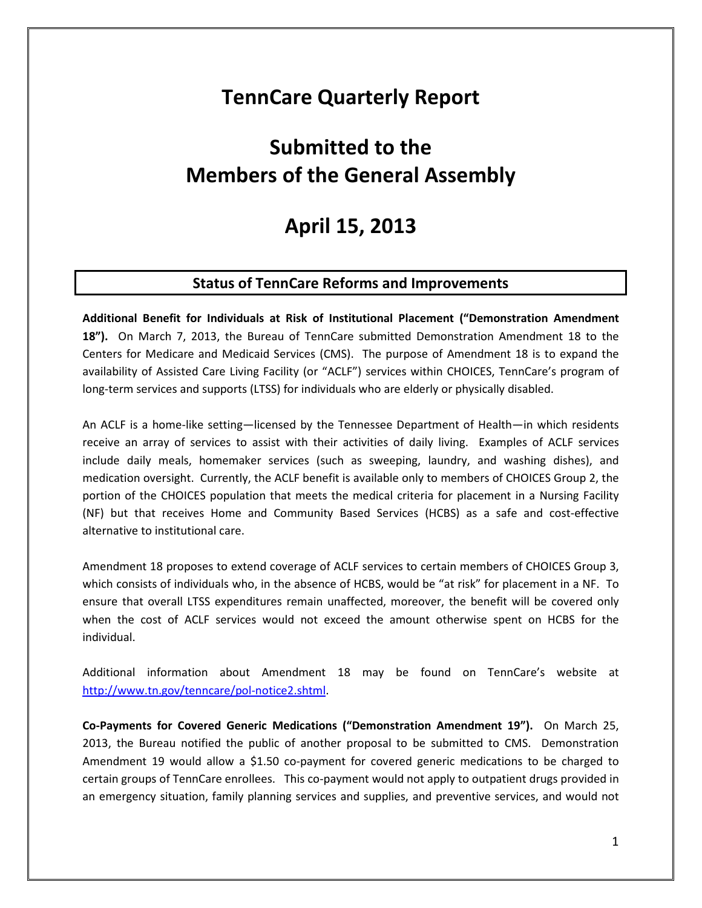# TennCare Quarterly Report

# Submitted to the Members of the General Assembly

# April 15, 2013

## Status of TennCare Reforms and Improvements

**Additional Benefit for Individuals at Risk of Institutional Placement ("Demonstration Amendment 18").** On March 7, 2013, the Bureau of TennCare submitted Demonstration Amendment 18 to the Centers for Medicare and Medicaid Services (CMS). The purpose of Amendment 18 is to expand the availability of Assisted Care Living Facility (or "ACLF") services within CHOICES, TennCare's program of long-term services and supports (LTSS) for individuals who are elderly or physically disabled.

An ACLF is a home-like setting—licensed by the Tennessee Department of Health—in which residents receive an array of services to assist with their activities of daily living. Examples of ACLF services include daily meals, homemaker services (such as sweeping, laundry, and washing dishes), and medication oversight. Currently, the ACLF benefit is available only to members of CHOICES Group 2, the portion of the CHOICES population that meets the medical criteria for placement in a Nursing Facility (NF) but that receives Home and Community Based Services (HCBS) as a safe and cost-effective alternative to institutional care.

Amendment 18 proposes to extend coverage of ACLF services to certain members of CHOICES Group 3, which consists of individuals who, in the absence of HCBS, would be "at risk" for placement in a NF. To ensure that overall LTSS expenditures remain unaffected, moreover, the benefit will be covered only when the cost of ACLF services would not exceed the amount otherwise spent on HCBS for the individual.

Additional information about Amendment 18 may be found on TennCare's website at [http://www.tn.gov/tenncare/pol-notice2.shtml](http://www.tn.gov/tenncare/pol-notice2.shtml).

**Co-Payments for Covered Generic Medications ("Demonstration Amendment 19").** On March 25, 2013, the Bureau notified the public of another proposal to be submitted to CMS. Demonstration Amendment 19 would allow a $1.50 co-payment for covered generic medications to be charged to certain groups of TennCare enrollees. This co-payment would not apply to outpatient drugs provided in an emergency situation, family planning services and supplies, and preventive services, and would not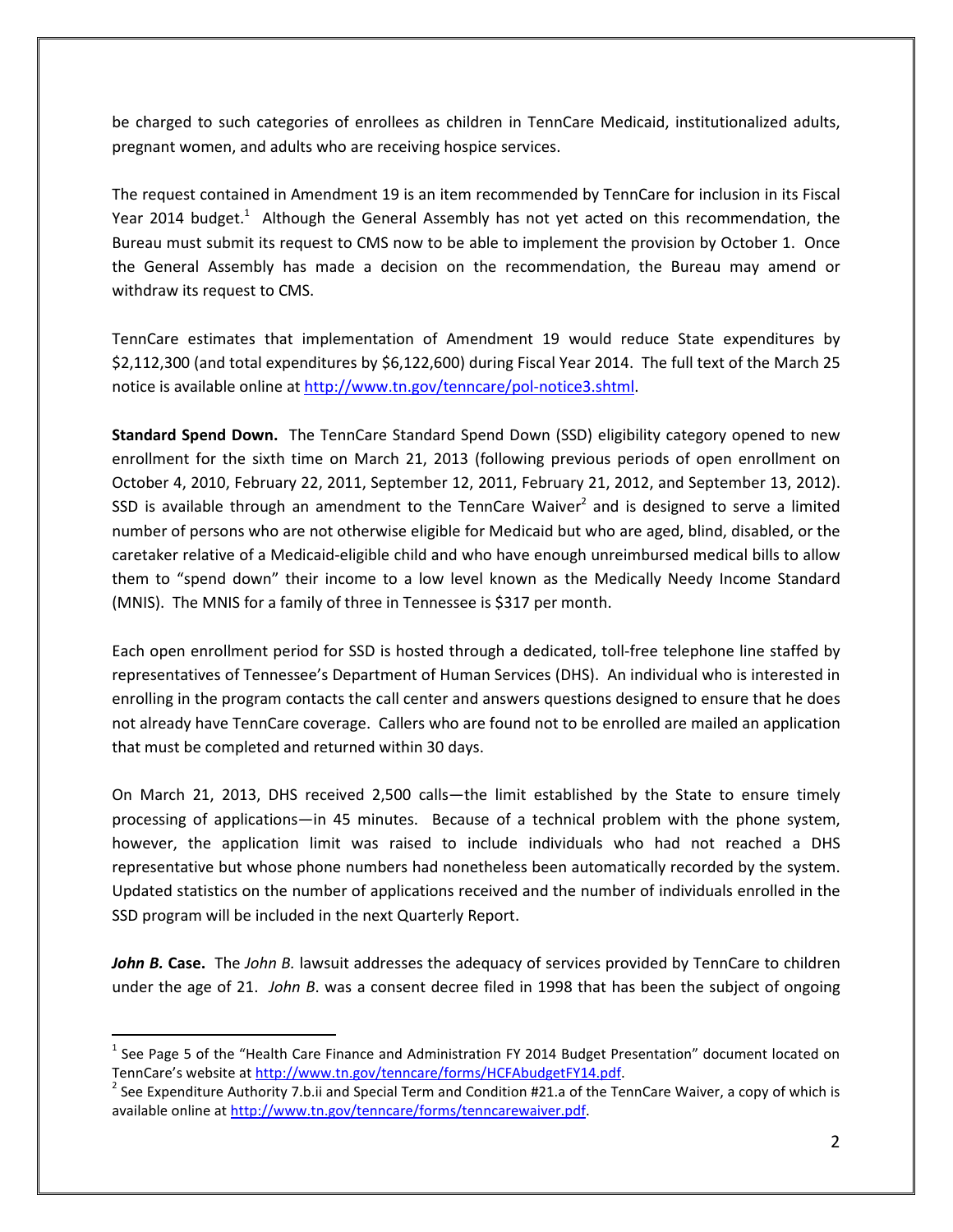be charged to such categories of enrollees as children in TennCare Medicaid, institutionalized adults, pregnant women, and adults who are receiving hospice services.

The request contained in Amendment 19 is an item recommended by TennCare for inclusion in its Fiscal Year 2014 budget.[1] Although the General Assembly has not yet acted on this recommendation, the Bureau must submit its request to CMS now to be able to implement the provision by October 1. Once the General Assembly has made a decision on the recommendation, the Bureau may amend or withdraw its request to CMS.

TennCare estimates that implementation of Amendment 19 would reduce State expenditures by $2,112,300 (and total expenditures by $6,122,600) during Fiscal Year 2014. The full text of the March 25 notice is available online at http://www.tn.gov/tenncare/pol-notice3.shtml.

**Standard Spend Down.** The TennCare Standard Spend Down (SSD) eligibility category opened to new enrollment for the sixth time on March 21, 2013 (following previous periods of open enrollment on October 4, 2010, February 22, 2011, September 12, 2011, February 21, 2012, and September 13, 2012). SSD is available through an amendment to the TennCare Waiver[2] and is designed to serve a limited number of persons who are not otherwise eligible for Medicaid but who are aged, blind, disabled, or the caretaker relative of a Medicaid-eligible child and who have enough unreimbursed medical bills to allow them to "spend down" their income to a low level known as the Medically Needy Income Standard (MNIS). The MNIS for a family of three in Tennessee is $317 per month.

Each open enrollment period for SSD is hosted through a dedicated, toll-free telephone line staffed by representatives of Tennessee's Department of Human Services (DHS). An individual who is interested in enrolling in the program contacts the call center and answers questions designed to ensure that he does not already have TennCare coverage. Callers who are found not to be enrolled are mailed an application that must be completed and returned within 30 days.

On March 21, 2013, DHS received 2,500 calls—the limit established by the State to ensure timely processing of applications—in 45 minutes. Because of a technical problem with the phone system, however, the application limit was raised to include individuals who had not reached a DHS representative but whose phone numbers had nonetheless been automatically recorded by the system. Updated statistics on the number of applications received and the number of individuals enrolled in the SSD program will be included in the next Quarterly Report.

***John B.* Case.** The *John B.* lawsuit addresses the adequacy of services provided by TennCare to children under the age of 21. *John B*. was a consent decree filed in 1998 that has been the subject of ongoing

---

[1] See Page 5 of the "Health Care Finance and Administration FY 2014 Budget Presentation" document located on TennCare's website at http://www.tn.gov/tenncare/forms/HCFAbudgetFY14.pdf.

[2] See Expenditure Authority 7.b.ii and Special Term and Condition #21.a of the TennCare Waiver, a copy of which is available online at http://www.tn.gov/tenncare/forms/tenncarewaiver.pdf.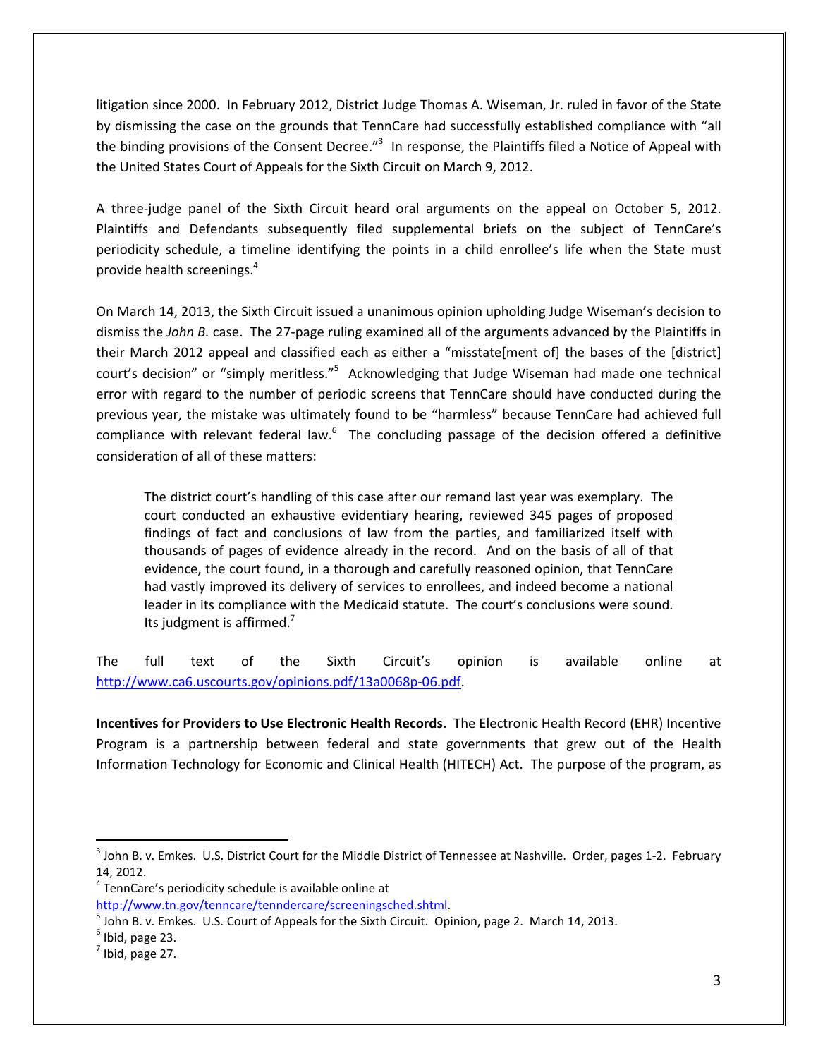litigation since 2000. In February 2012, District Judge Thomas A. Wiseman, Jr. ruled in favor of the State by dismissing the case on the grounds that TennCare had successfully established compliance with "all the binding provisions of the Consent Decree."[3] In response, the Plaintiffs filed a Notice of Appeal with the United States Court of Appeals for the Sixth Circuit on March 9, 2012.

A three-judge panel of the Sixth Circuit heard oral arguments on the appeal on October 5, 2012. Plaintiffs and Defendants subsequently filed supplemental briefs on the subject of TennCare's periodicity schedule, a timeline identifying the points in a child enrollee's life when the State must provide health screenings.[4]

On March 14, 2013, the Sixth Circuit issued a unanimous opinion upholding Judge Wiseman's decision to dismiss the *John B.* case. The 27-page ruling examined all of the arguments advanced by the Plaintiffs in their March 2012 appeal and classified each as either a "misstate[ment of] the bases of the [district] court's decision" or "simply meritless."[5] Acknowledging that Judge Wiseman had made one technical error with regard to the number of periodic screens that TennCare should have conducted during the previous year, the mistake was ultimately found to be "harmless" because TennCare had achieved full compliance with relevant federal law.[6] The concluding passage of the decision offered a definitive consideration of all of these matters:

> The district court's handling of this case after our remand last year was exemplary. The court conducted an exhaustive evidentiary hearing, reviewed 345 pages of proposed findings of fact and conclusions of law from the parties, and familiarized itself with thousands of pages of evidence already in the record. And on the basis of all of that evidence, the court found, in a thorough and carefully reasoned opinion, that TennCare had vastly improved its delivery of services to enrollees, and indeed become a national leader in its compliance with the Medicaid statute. The court's conclusions were sound. Its judgment is affirmed.[7]

The full text of the Sixth Circuit's opinion is available online at http://www.ca6.uscourts.gov/opinions.pdf/13a0068p-06.pdf.

**Incentives for Providers to Use Electronic Health Records.** The Electronic Health Record (EHR) Incentive Program is a partnership between federal and state governments that grew out of the Health Information Technology for Economic and Clinical Health (HITECH) Act. The purpose of the program, as

---

[3] John B. v. Emkes. U.S. District Court for the Middle District of Tennessee at Nashville. Order, pages 1-2. February 14, 2012.

[4] TennCare's periodicity schedule is available online at http://www.tn.gov/tenncare/tenndercare/screeningsched.shtml.

[5] John B. v. Emkes. U.S. Court of Appeals for the Sixth Circuit. Opinion, page 2. March 14, 2013.

[6] Ibid, page 23.

[7] Ibid, page 27.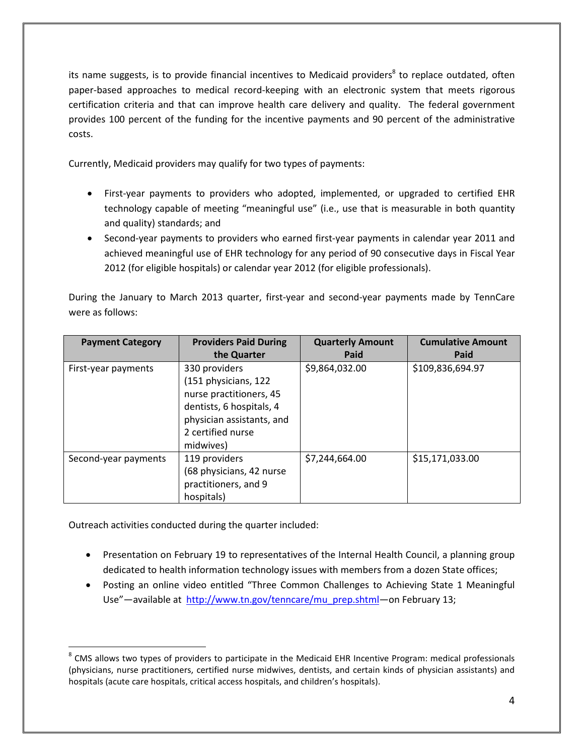its name suggests, is to provide financial incentives to Medicaid providers[8] to replace outdated, often paper-based approaches to medical record-keeping with an electronic system that meets rigorous certification criteria and that can improve health care delivery and quality. The federal government provides 100 percent of the funding for the incentive payments and 90 percent of the administrative costs.

Currently, Medicaid providers may qualify for two types of payments:

- First-year payments to providers who adopted, implemented, or upgraded to certified EHR technology capable of meeting "meaningful use" (i.e., use that is measurable in both quantity and quality) standards; and
- Second-year payments to providers who earned first-year payments in calendar year 2011 and achieved meaningful use of EHR technology for any period of 90 consecutive days in Fiscal Year 2012 (for eligible hospitals) or calendar year 2012 (for eligible professionals).

During the January to March 2013 quarter, first-year and second-year payments made by TennCare were as follows:

| Payment Category | Providers Paid During the Quarter | Quarterly Amount Paid | Cumulative Amount Paid |
|---|---|---|---|
| First-year payments | 330 providers (151 physicians, 122 nurse practitioners, 45 dentists, 6 hospitals, 4 physician assistants, and 2 certified nurse midwives) | $9,864,032.00 | $109,836,694.97 |
| Second-year payments | 119 providers (68 physicians, 42 nurse practitioners, and 9 hospitals) | $7,244,664.00 | $15,171,033.00 |

Outreach activities conducted during the quarter included:

- Presentation on February 19 to representatives of the Internal Health Council, a planning group dedicated to health information technology issues with members from a dozen State offices;
- Posting an online video entitled "Three Common Challenges to Achieving State 1 Meaningful Use"—available at http://www.tn.gov/tenncare/mu_prep.shtml—on February 13;

[8] CMS allows two types of providers to participate in the Medicaid EHR Incentive Program: medical professionals (physicians, nurse practitioners, certified nurse midwives, dentists, and certain kinds of physician assistants) and hospitals (acute care hospitals, critical access hospitals, and children's hospitals).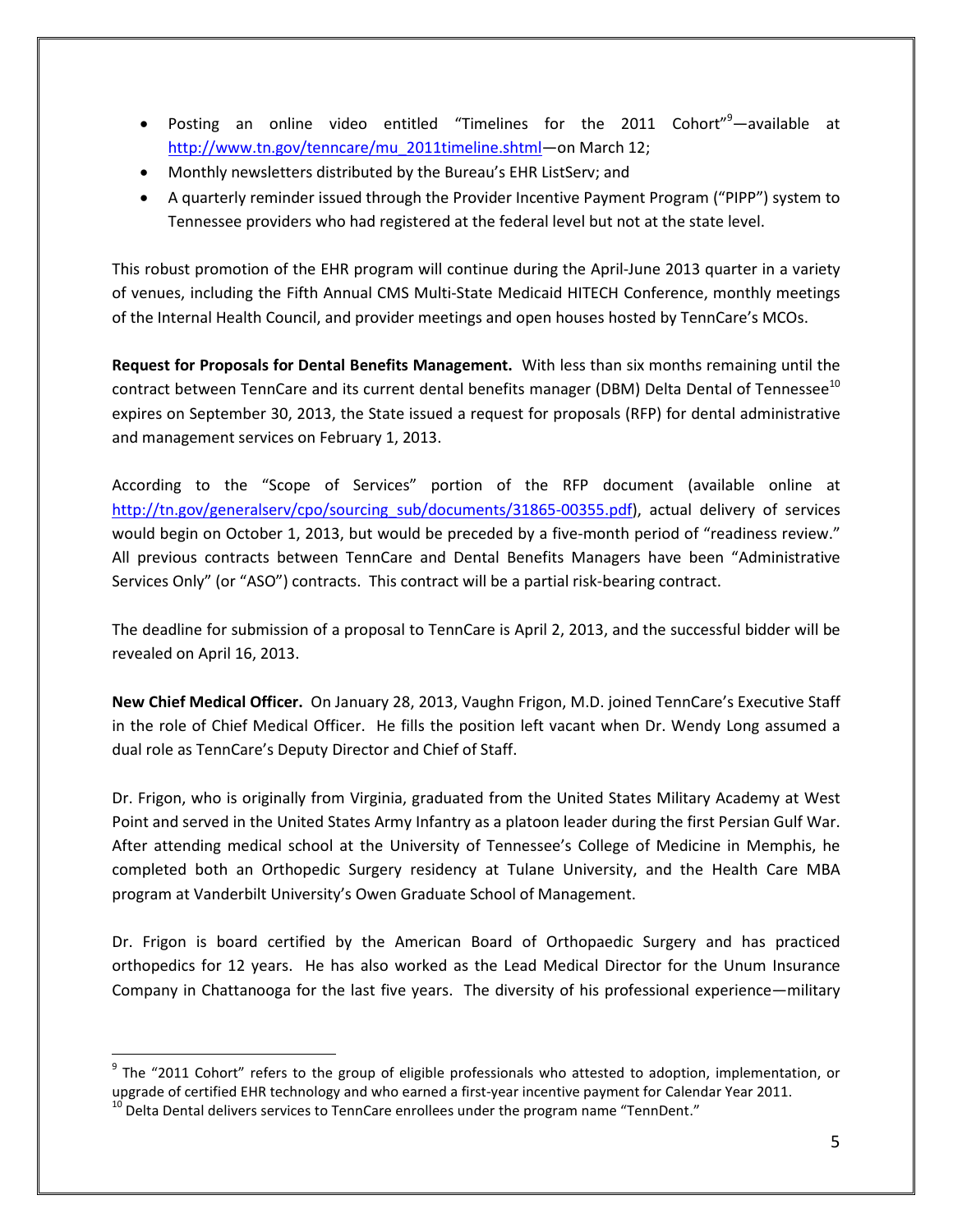- Posting an online video entitled "Timelines for the 2011 Cohort"[9]—available at http://www.tn.gov/tenncare/mu_2011timeline.shtml—on March 12;
- Monthly newsletters distributed by the Bureau's EHR ListServ; and
- A quarterly reminder issued through the Provider Incentive Payment Program ("PIPP") system to Tennessee providers who had registered at the federal level but not at the state level.

This robust promotion of the EHR program will continue during the April-June 2013 quarter in a variety of venues, including the Fifth Annual CMS Multi-State Medicaid HITECH Conference, monthly meetings of the Internal Health Council, and provider meetings and open houses hosted by TennCare's MCOs.

**Request for Proposals for Dental Benefits Management.** With less than six months remaining until the contract between TennCare and its current dental benefits manager (DBM) Delta Dental of Tennessee[10] expires on September 30, 2013, the State issued a request for proposals (RFP) for dental administrative and management services on February 1, 2013.

According to the "Scope of Services" portion of the RFP document (available online at http://tn.gov/generalserv/cpo/sourcing_sub/documents/31865-00355.pdf), actual delivery of services would begin on October 1, 2013, but would be preceded by a five-month period of "readiness review." All previous contracts between TennCare and Dental Benefits Managers have been "Administrative Services Only" (or "ASO") contracts. This contract will be a partial risk-bearing contract.

The deadline for submission of a proposal to TennCare is April 2, 2013, and the successful bidder will be revealed on April 16, 2013.

**New Chief Medical Officer.** On January 28, 2013, Vaughn Frigon, M.D. joined TennCare's Executive Staff in the role of Chief Medical Officer. He fills the position left vacant when Dr. Wendy Long assumed a dual role as TennCare's Deputy Director and Chief of Staff.

Dr. Frigon, who is originally from Virginia, graduated from the United States Military Academy at West Point and served in the United States Army Infantry as a platoon leader during the first Persian Gulf War. After attending medical school at the University of Tennessee's College of Medicine in Memphis, he completed both an Orthopedic Surgery residency at Tulane University, and the Health Care MBA program at Vanderbilt University's Owen Graduate School of Management.

Dr. Frigon is board certified by the American Board of Orthopaedic Surgery and has practiced orthopedics for 12 years. He has also worked as the Lead Medical Director for the Unum Insurance Company in Chattanooga for the last five years. The diversity of his professional experience—military

---

[9] The "2011 Cohort" refers to the group of eligible professionals who attested to adoption, implementation, or upgrade of certified EHR technology and who earned a first-year incentive payment for Calendar Year 2011.

[10] Delta Dental delivers services to TennCare enrollees under the program name "TennDent."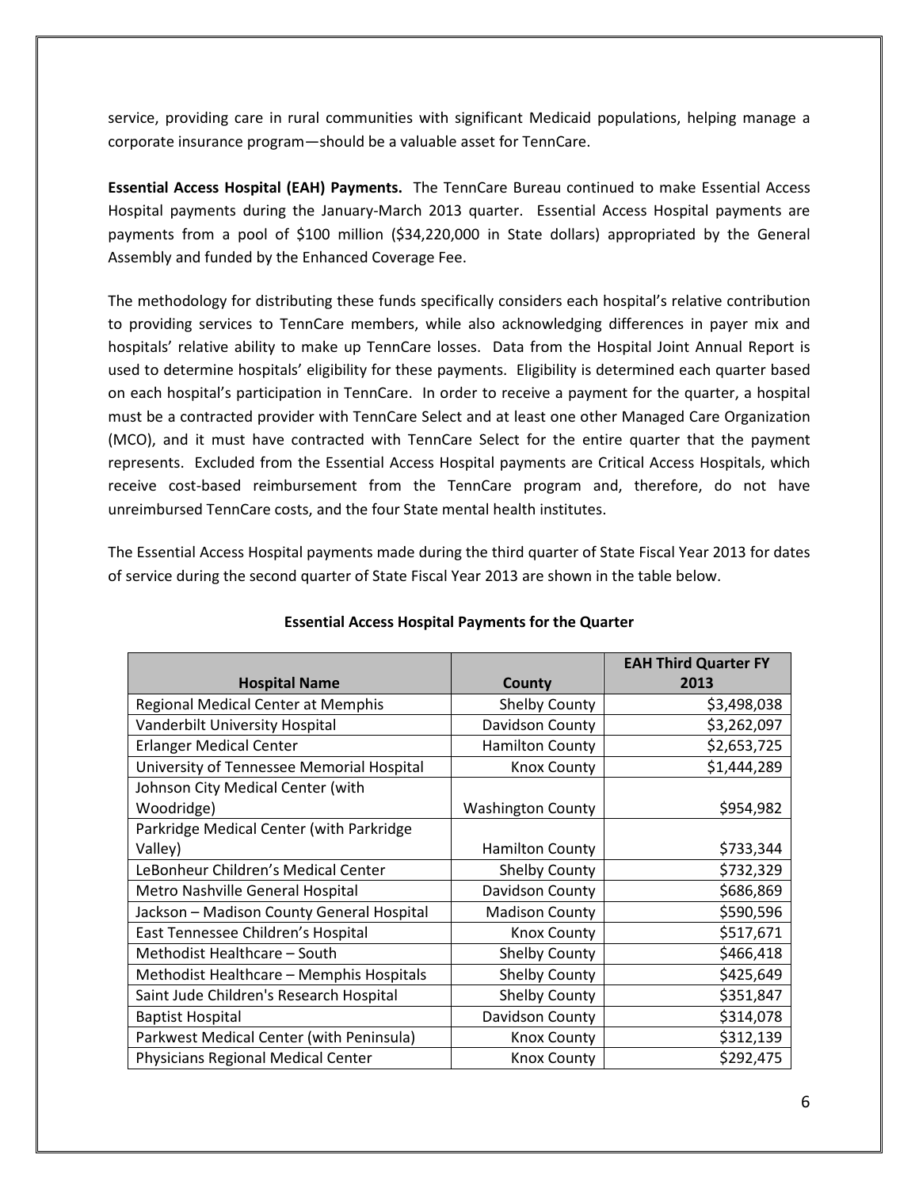service, providing care in rural communities with significant Medicaid populations, helping manage a corporate insurance program—should be a valuable asset for TennCare.

**Essential Access Hospital (EAH) Payments.** The TennCare Bureau continued to make Essential Access Hospital payments during the January-March 2013 quarter. Essential Access Hospital payments are payments from a pool of $100 million ($34,220,000 in State dollars) appropriated by the General Assembly and funded by the Enhanced Coverage Fee.

The methodology for distributing these funds specifically considers each hospital's relative contribution to providing services to TennCare members, while also acknowledging differences in payer mix and hospitals' relative ability to make up TennCare losses. Data from the Hospital Joint Annual Report is used to determine hospitals' eligibility for these payments. Eligibility is determined each quarter based on each hospital's participation in TennCare. In order to receive a payment for the quarter, a hospital must be a contracted provider with TennCare Select and at least one other Managed Care Organization (MCO), and it must have contracted with TennCare Select for the entire quarter that the payment represents. Excluded from the Essential Access Hospital payments are Critical Access Hospitals, which receive cost-based reimbursement from the TennCare program and, therefore, do not have unreimbursed TennCare costs, and the four State mental health institutes.

The Essential Access Hospital payments made during the third quarter of State Fiscal Year 2013 for dates of service during the second quarter of State Fiscal Year 2013 are shown in the table below.

**Essential Access Hospital Payments for the Quarter**

| Hospital Name | County | EAH Third Quarter FY 2013 |
|---|---|---|
| Regional Medical Center at Memphis | Shelby County | $3,498,038 |
| Vanderbilt University Hospital | Davidson County | $3,262,097 |
| Erlanger Medical Center | Hamilton County | $2,653,725 |
| University of Tennessee Memorial Hospital | Knox County | $1,444,289 |
| Johnson City Medical Center (with Woodridge) | Washington County | $954,982 |
| Parkridge Medical Center (with Parkridge Valley) | Hamilton County | $733,344 |
| LeBonheur Children's Medical Center | Shelby County | $732,329 |
| Metro Nashville General Hospital | Davidson County | $686,869 |
| Jackson – Madison County General Hospital | Madison County | $590,596 |
| East Tennessee Children's Hospital | Knox County | $517,671 |
| Methodist Healthcare – South | Shelby County | $466,418 |
| Methodist Healthcare – Memphis Hospitals | Shelby County | $425,649 |
| Saint Jude Children's Research Hospital | Shelby County | $351,847 |
| Baptist Hospital | Davidson County | $314,078 |
| Parkwest Medical Center (with Peninsula) | Knox County | $312,139 |
| Physicians Regional Medical Center | Knox County | $292,475 |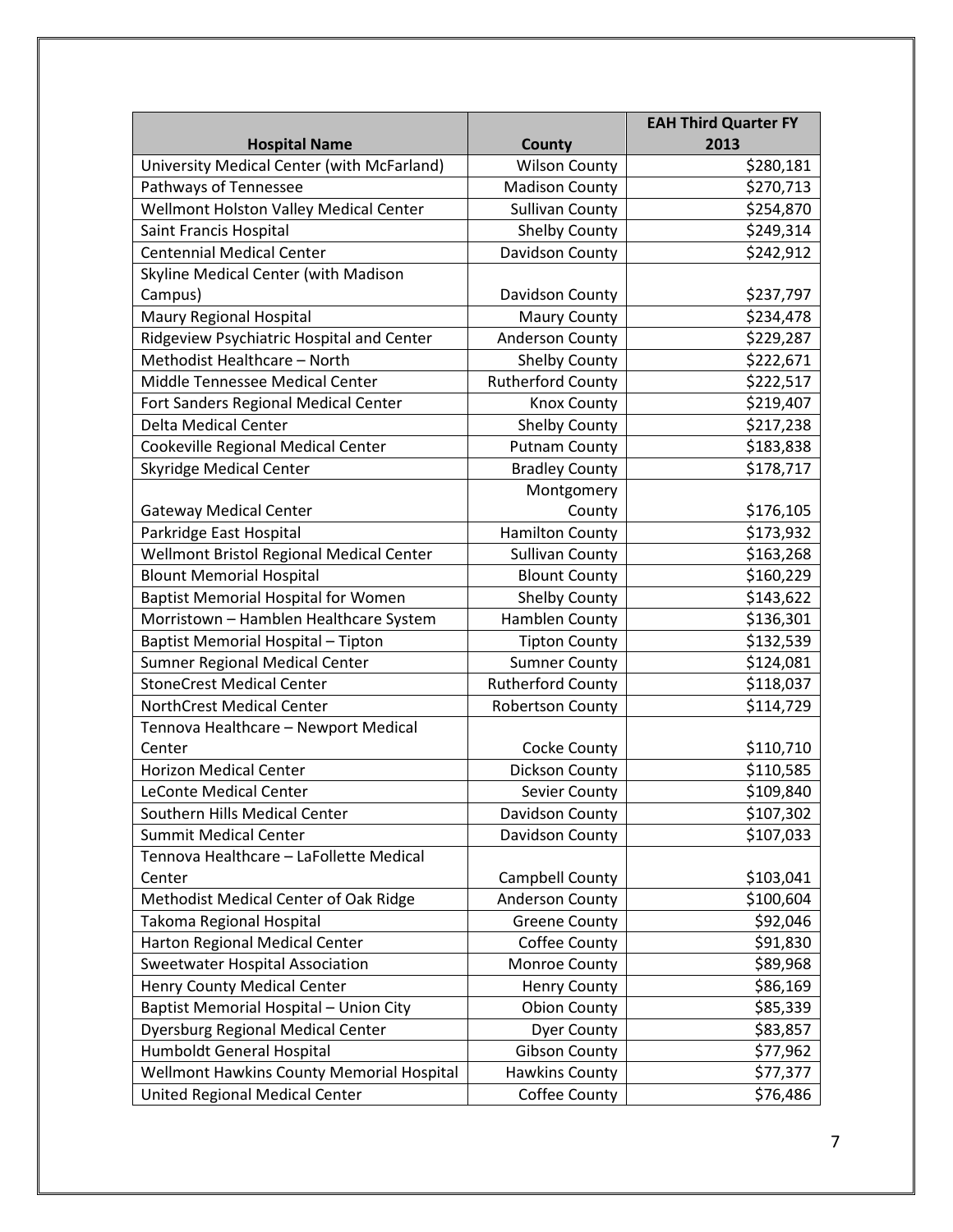| Hospital Name | County | EAH Third Quarter FY 2013 |
|---|---|---|
| University Medical Center (with McFarland) | Wilson County | $280,181 |
| Pathways of Tennessee | Madison County | $270,713 |
| Wellmont Holston Valley Medical Center | Sullivan County | $254,870 |
| Saint Francis Hospital | Shelby County | $249,314 |
| Centennial Medical Center | Davidson County | $242,912 |
| Skyline Medical Center (with Madison Campus) | Davidson County | $237,797 |
| Maury Regional Hospital | Maury County | $234,478 |
| Ridgeview Psychiatric Hospital and Center | Anderson County | $229,287 |
| Methodist Healthcare – North | Shelby County | $222,671 |
| Middle Tennessee Medical Center | Rutherford County | $222,517 |
| Fort Sanders Regional Medical Center | Knox County | $219,407 |
| Delta Medical Center | Shelby County | $217,238 |
| Cookeville Regional Medical Center | Putnam County | $183,838 |
| Skyridge Medical Center | Bradley County | $178,717 |
| Gateway Medical Center | Montgomery County | $176,105 |
| Parkridge East Hospital | Hamilton County | $173,932 |
| Wellmont Bristol Regional Medical Center | Sullivan County | $163,268 |
| Blount Memorial Hospital | Blount County | $160,229 |
| Baptist Memorial Hospital for Women | Shelby County | $143,622 |
| Morristown – Hamblen Healthcare System | Hamblen County | $136,301 |
| Baptist Memorial Hospital – Tipton | Tipton County | $132,539 |
| Sumner Regional Medical Center | Sumner County | $124,081 |
| StoneCrest Medical Center | Rutherford County | $118,037 |
| NorthCrest Medical Center | Robertson County | $114,729 |
| Tennova Healthcare – Newport Medical Center | Cocke County | $110,710 |
| Horizon Medical Center | Dickson County | $110,585 |
| LeConte Medical Center | Sevier County | $109,840 |
| Southern Hills Medical Center | Davidson County | $107,302 |
| Summit Medical Center | Davidson County | $107,033 |
| Tennova Healthcare – LaFollette Medical Center | Campbell County | $103,041 |
| Methodist Medical Center of Oak Ridge | Anderson County | $100,604 |
| Takoma Regional Hospital | Greene County | $92,046 |
| Harton Regional Medical Center | Coffee County | $91,830 |
| Sweetwater Hospital Association | Monroe County | $89,968 |
| Henry County Medical Center | Henry County | $86,169 |
| Baptist Memorial Hospital – Union City | Obion County | $85,339 |
| Dyersburg Regional Medical Center | Dyer County | $83,857 |
| Humboldt General Hospital | Gibson County | $77,962 |
| Wellmont Hawkins County Memorial Hospital | Hawkins County | $77,377 |
| United Regional Medical Center | Coffee County | $76,486 |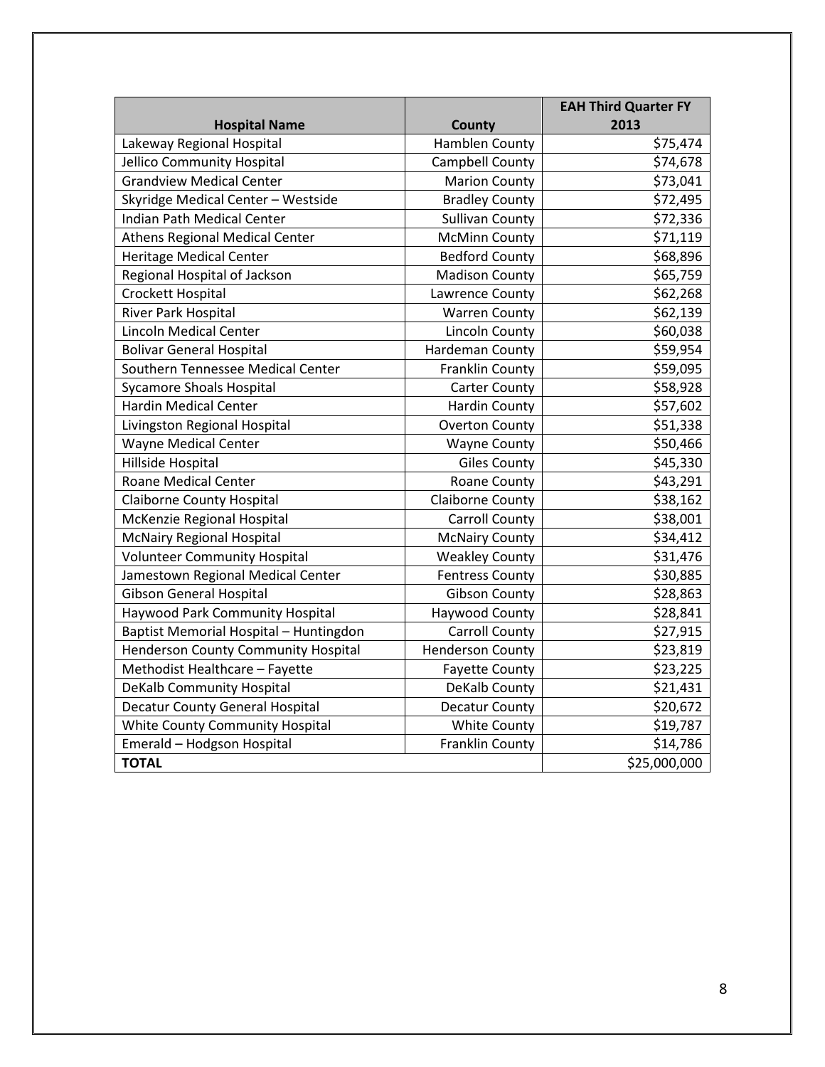| Hospital Name | County | EAH Third Quarter FY 2013 |
|---|---|---|
| Lakeway Regional Hospital | Hamblen County | $75,474 |
| Jellico Community Hospital | Campbell County | $74,678 |
| Grandview Medical Center | Marion County | $73,041 |
| Skyridge Medical Center – Westside | Bradley County | $72,495 |
| Indian Path Medical Center | Sullivan County | $72,336 |
| Athens Regional Medical Center | McMinn County | $71,119 |
| Heritage Medical Center | Bedford County | $68,896 |
| Regional Hospital of Jackson | Madison County | $65,759 |
| Crockett Hospital | Lawrence County | $62,268 |
| River Park Hospital | Warren County | $62,139 |
| Lincoln Medical Center | Lincoln County | $60,038 |
| Bolivar General Hospital | Hardeman County | $59,954 |
| Southern Tennessee Medical Center | Franklin County | $59,095 |
| Sycamore Shoals Hospital | Carter County | $58,928 |
| Hardin Medical Center | Hardin County | $57,602 |
| Livingston Regional Hospital | Overton County | $51,338 |
| Wayne Medical Center | Wayne County | $50,466 |
| Hillside Hospital | Giles County | $45,330 |
| Roane Medical Center | Roane County | $43,291 |
| Claiborne County Hospital | Claiborne County | $38,162 |
| McKenzie Regional Hospital | Carroll County | $38,001 |
| McNairy Regional Hospital | McNairy County | $34,412 |
| Volunteer Community Hospital | Weakley County | $31,476 |
| Jamestown Regional Medical Center | Fentress County | $30,885 |
| Gibson General Hospital | Gibson County | $28,863 |
| Haywood Park Community Hospital | Haywood County | $28,841 |
| Baptist Memorial Hospital – Huntingdon | Carroll County | $27,915 |
| Henderson County Community Hospital | Henderson County | $23,819 |
| Methodist Healthcare – Fayette | Fayette County | $23,225 |
| DeKalb Community Hospital | DeKalb County | $21,431 |
| Decatur County General Hospital | Decatur County | $20,672 |
| White County Community Hospital | White County | $19,787 |
| Emerald – Hodgson Hospital | Franklin County | $14,786 |
| **TOTAL** | | $25,000,000 |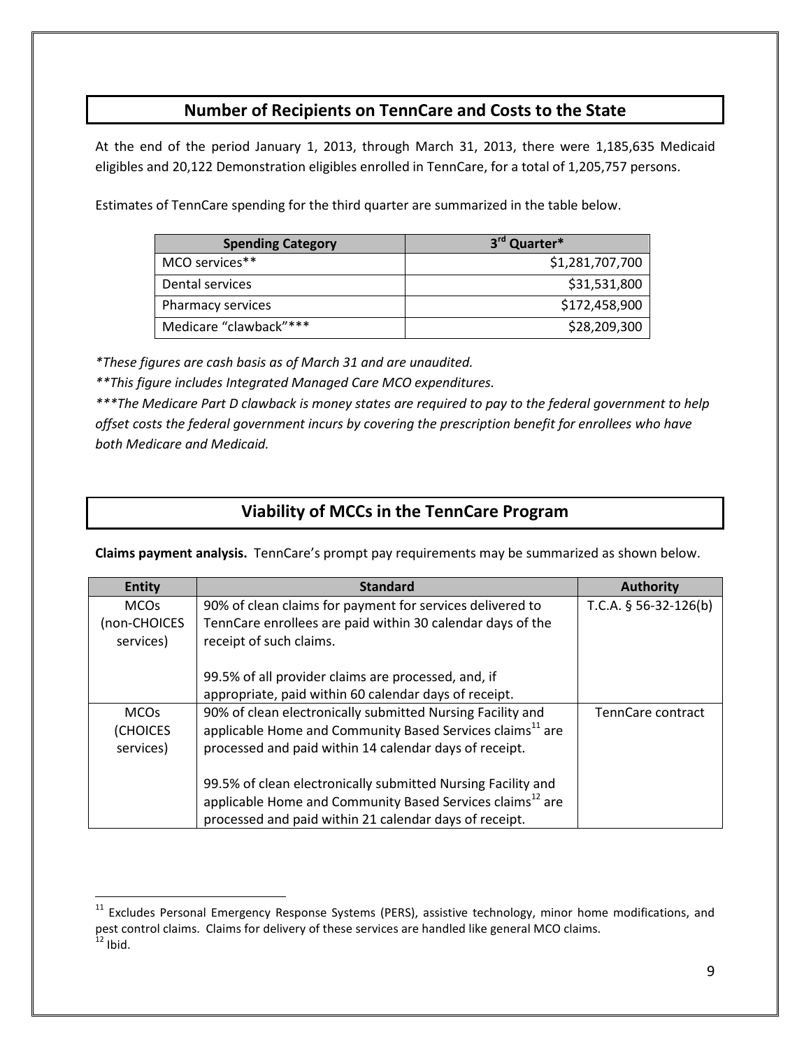## Number of Recipients on TennCare and Costs to the State

At the end of the period January 1, 2013, through March 31, 2013, there were 1,185,635 Medicaid eligibles and 20,122 Demonstration eligibles enrolled in TennCare, for a total of 1,205,757 persons.

Estimates of TennCare spending for the third quarter are summarized in the table below.

| Spending Category | 3rd Quarter* |
|---|---:|
| MCO services** | $1,281,707,700 |
| Dental services | $31,531,800 |
| Pharmacy services | $172,458,900 |
| Medicare "clawback"*** | $28,209,300 |

*\*These figures are cash basis as of March 31 and are unaudited.*

*\*\*This figure includes Integrated Managed Care MCO expenditures.*

*\*\*\*The Medicare Part D clawback is money states are required to pay to the federal government to help offset costs the federal government incurs by covering the prescription benefit for enrollees who have both Medicare and Medicaid.*

## Viability of MCCs in the TennCare Program

**Claims payment analysis.** TennCare's prompt pay requirements may be summarized as shown below.

| Entity | Standard | Authority |
|---|---|---|
| MCOs (non-CHOICES services) | 90% of clean claims for payment for services delivered to TennCare enrollees are paid within 30 calendar days of the receipt of such claims.<br><br>99.5% of all provider claims are processed, and, if appropriate, paid within 60 calendar days of receipt. | T.C.A. § 56-32-126(b) |
| MCOs (CHOICES services) | 90% of clean electronically submitted Nursing Facility and applicable Home and Community Based Services claims[11] are processed and paid within 14 calendar days of receipt.<br><br>99.5% of clean electronically submitted Nursing Facility and applicable Home and Community Based Services claims[12] are processed and paid within 21 calendar days of receipt. | TennCare contract |

[11] Excludes Personal Emergency Response Systems (PERS), assistive technology, minor home modifications, and pest control claims. Claims for delivery of these services are handled like general MCO claims.

[12] Ibid.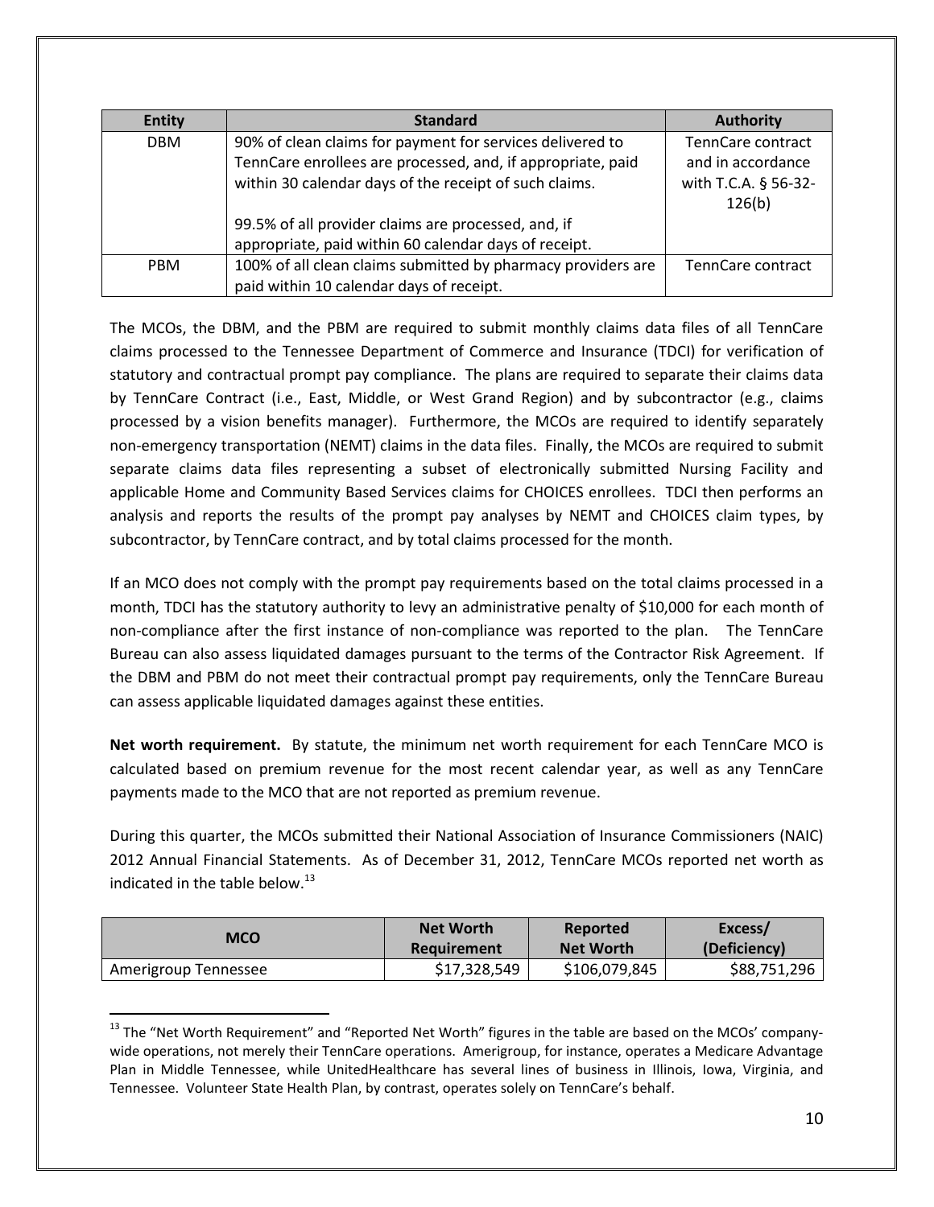| Entity | Standard | Authority |
|---|---|---|
| DBM | 90% of clean claims for payment for services delivered to TennCare enrollees are processed, and, if appropriate, paid within 30 calendar days of the receipt of such claims.<br><br>99.5% of all provider claims are processed, and, if appropriate, paid within 60 calendar days of receipt. | TennCare contract and in accordance with T.C.A. § 56-32-126(b) |
| PBM | 100% of all clean claims submitted by pharmacy providers are paid within 10 calendar days of receipt. | TennCare contract |

The MCOs, the DBM, and the PBM are required to submit monthly claims data files of all TennCare claims processed to the Tennessee Department of Commerce and Insurance (TDCI) for verification of statutory and contractual prompt pay compliance. The plans are required to separate their claims data by TennCare Contract (i.e., East, Middle, or West Grand Region) and by subcontractor (e.g., claims processed by a vision benefits manager). Furthermore, the MCOs are required to identify separately non-emergency transportation (NEMT) claims in the data files. Finally, the MCOs are required to submit separate claims data files representing a subset of electronically submitted Nursing Facility and applicable Home and Community Based Services claims for CHOICES enrollees. TDCI then performs an analysis and reports the results of the prompt pay analyses by NEMT and CHOICES claim types, by subcontractor, by TennCare contract, and by total claims processed for the month.

If an MCO does not comply with the prompt pay requirements based on the total claims processed in a month, TDCI has the statutory authority to levy an administrative penalty of $10,000 for each month of non-compliance after the first instance of non-compliance was reported to the plan. The TennCare Bureau can also assess liquidated damages pursuant to the terms of the Contractor Risk Agreement. If the DBM and PBM do not meet their contractual prompt pay requirements, only the TennCare Bureau can assess applicable liquidated damages against these entities.

**Net worth requirement.** By statute, the minimum net worth requirement for each TennCare MCO is calculated based on premium revenue for the most recent calendar year, as well as any TennCare payments made to the MCO that are not reported as premium revenue.

During this quarter, the MCOs submitted their National Association of Insurance Commissioners (NAIC) 2012 Annual Financial Statements. As of December 31, 2012, TennCare MCOs reported net worth as indicated in the table below.[13]

| MCO | Net Worth Requirement | Reported Net Worth | Excess/ (Deficiency) |
|---|---|---|---|
| Amerigroup Tennessee | $17,328,549 | $106,079,845 | $88,751,296 |

[13] The "Net Worth Requirement" and "Reported Net Worth" figures in the table are based on the MCOs' company-wide operations, not merely their TennCare operations. Amerigroup, for instance, operates a Medicare Advantage Plan in Middle Tennessee, while UnitedHealthcare has several lines of business in Illinois, Iowa, Virginia, and Tennessee. Volunteer State Health Plan, by contrast, operates solely on TennCare's behalf.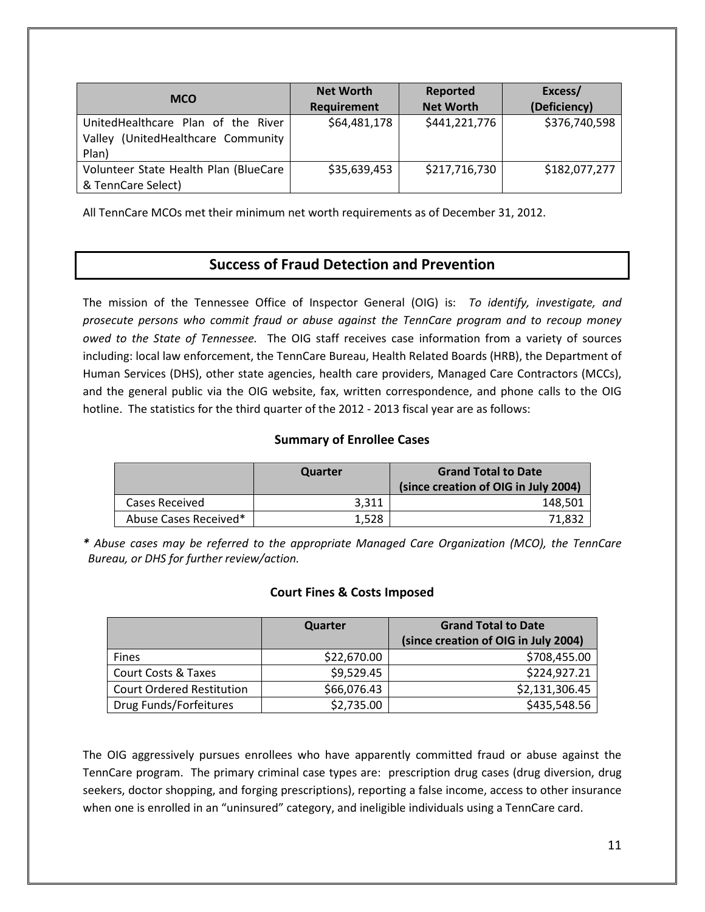| MCO | Net Worth Requirement | Reported Net Worth | Excess/ (Deficiency) |
|---|---|---|---|
| UnitedHealthcare Plan of the River Valley (UnitedHealthcare Community Plan) | $64,481,178 | $441,221,776 | $376,740,598 |
| Volunteer State Health Plan (BlueCare & TennCare Select) | $35,639,453 | $217,716,730 | $182,077,277 |

All TennCare MCOs met their minimum net worth requirements as of December 31, 2012.

## Success of Fraud Detection and Prevention

The mission of the Tennessee Office of Inspector General (OIG) is: *To identify, investigate, and prosecute persons who commit fraud or abuse against the TennCare program and to recoup money owed to the State of Tennessee.* The OIG staff receives case information from a variety of sources including: local law enforcement, the TennCare Bureau, Health Related Boards (HRB), the Department of Human Services (DHS), other state agencies, health care providers, Managed Care Contractors (MCCs), and the general public via the OIG website, fax, written correspondence, and phone calls to the OIG hotline. The statistics for the third quarter of the 2012 - 2013 fiscal year are as follows:

### Summary of Enrollee Cases

| | Quarter | Grand Total to Date (since creation of OIG in July 2004) |
|---|---|---|
| Cases Received | 3,311 | 148,501 |
| Abuse Cases Received* | 1,528 | 71,832 |

*\* Abuse cases may be referred to the appropriate Managed Care Organization (MCO), the TennCare Bureau, or DHS for further review/action.*

### Court Fines & Costs Imposed

| | Quarter | Grand Total to Date (since creation of OIG in July 2004) |
|---|---|---|
| Fines | $22,670.00 | $708,455.00 |
| Court Costs & Taxes | $9,529.45 | $224,927.21 |
| Court Ordered Restitution | $66,076.43 | $2,131,306.45 |
| Drug Funds/Forfeitures | $2,735.00 | $435,548.56 |

The OIG aggressively pursues enrollees who have apparently committed fraud or abuse against the TennCare program. The primary criminal case types are: prescription drug cases (drug diversion, drug seekers, doctor shopping, and forging prescriptions), reporting a false income, access to other insurance when one is enrolled in an "uninsured" category, and ineligible individuals using a TennCare card.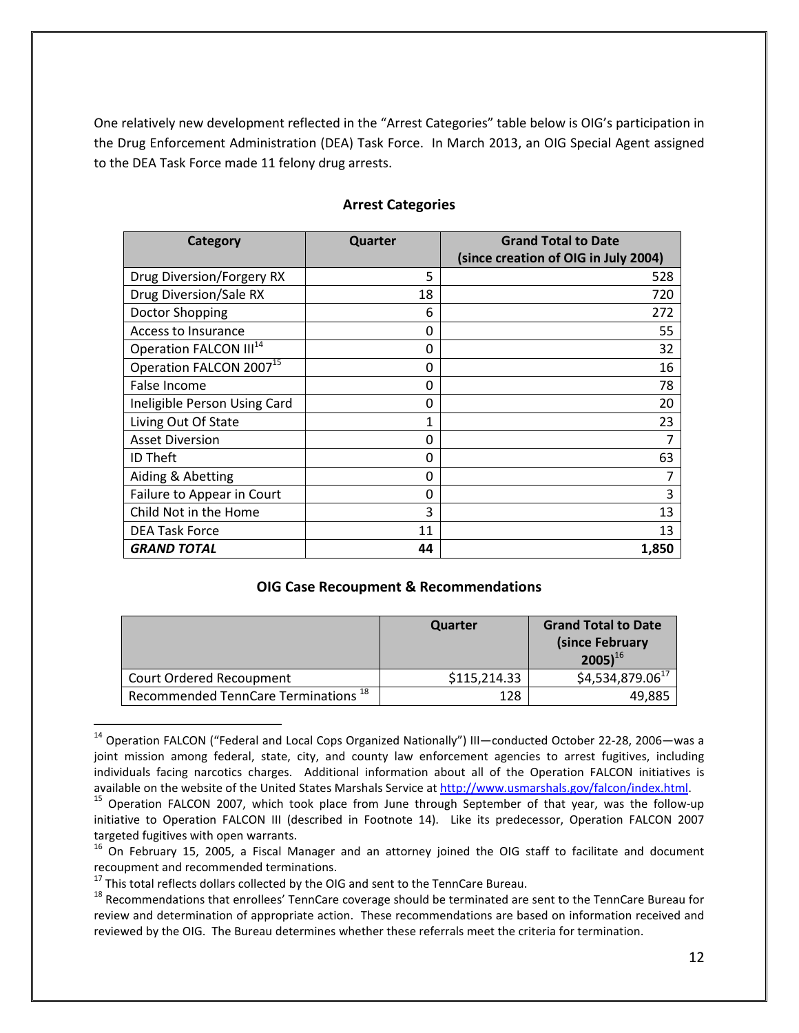One relatively new development reflected in the "Arrest Categories" table below is OIG's participation in the Drug Enforcement Administration (DEA) Task Force. In March 2013, an OIG Special Agent assigned to the DEA Task Force made 11 felony drug arrests.

### Arrest Categories

| Category | Quarter | Grand Total to Date (since creation of OIG in July 2004) |
|---|---|---|
| Drug Diversion/Forgery RX | 5 | 528 |
| Drug Diversion/Sale RX | 18 | 720 |
| Doctor Shopping | 6 | 272 |
| Access to Insurance | 0 | 55 |
| Operation FALCON III[14] | 0 | 32 |
| Operation FALCON 2007[15] | 0 | 16 |
| False Income | 0 | 78 |
| Ineligible Person Using Card | 0 | 20 |
| Living Out Of State | 1 | 23 |
| Asset Diversion | 0 | 7 |
| ID Theft | 0 | 63 |
| Aiding & Abetting | 0 | 7 |
| Failure to Appear in Court | 0 | 3 |
| Child Not in the Home | 3 | 13 |
| DEA Task Force | 11 | 13 |
| ***GRAND TOTAL*** | **44** | **1,850** |

### OIG Case Recoupment & Recommendations

| | Quarter | Grand Total to Date (since February 2005)[16] |
|---|---|---|
| Court Ordered Recoupment | $115,214.33 | $4,534,879.06[17] |
| Recommended TennCare Terminations [18] | 128 | 49,885 |

---

[14] Operation FALCON ("Federal and Local Cops Organized Nationally") III—conducted October 22-28, 2006—was a joint mission among federal, state, city, and county law enforcement agencies to arrest fugitives, including individuals facing narcotics charges. Additional information about all of the Operation FALCON initiatives is available on the website of the United States Marshals Service at http://www.usmarshals.gov/falcon/index.html.

[15] Operation FALCON 2007, which took place from June through September of that year, was the follow-up initiative to Operation FALCON III (described in Footnote 14). Like its predecessor, Operation FALCON 2007 targeted fugitives with open warrants.

[16] On February 15, 2005, a Fiscal Manager and an attorney joined the OIG staff to facilitate and document recoupment and recommended terminations.

[17] This total reflects dollars collected by the OIG and sent to the TennCare Bureau.

[18] Recommendations that enrollees' TennCare coverage should be terminated are sent to the TennCare Bureau for review and determination of appropriate action. These recommendations are based on information received and reviewed by the OIG. The Bureau determines whether these referrals meet the criteria for termination.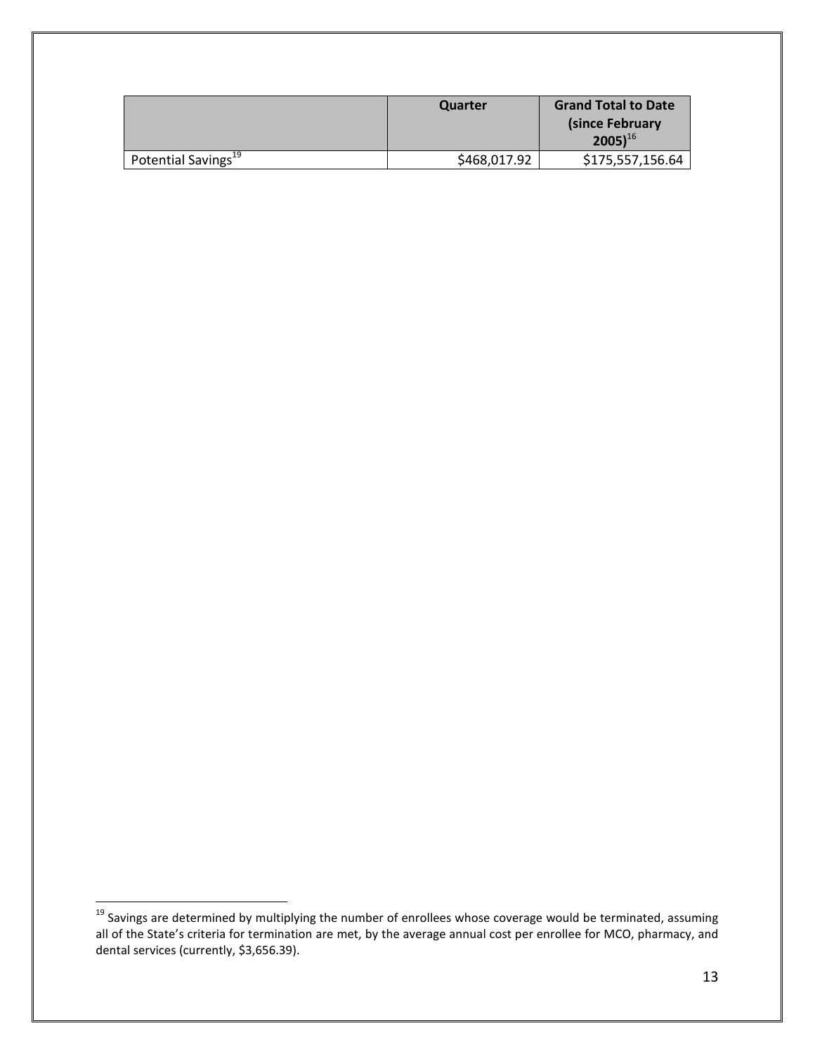| | Quarter | Grand Total to Date (since February 2005)[16] |
|---|---|---|
| Potential Savings[19] | $468,017.92 | $175,557,156.64 |

[19] Savings are determined by multiplying the number of enrollees whose coverage would be terminated, assuming all of the State's criteria for termination are met, by the average annual cost per enrollee for MCO, pharmacy, and dental services (currently, $3,656.39).